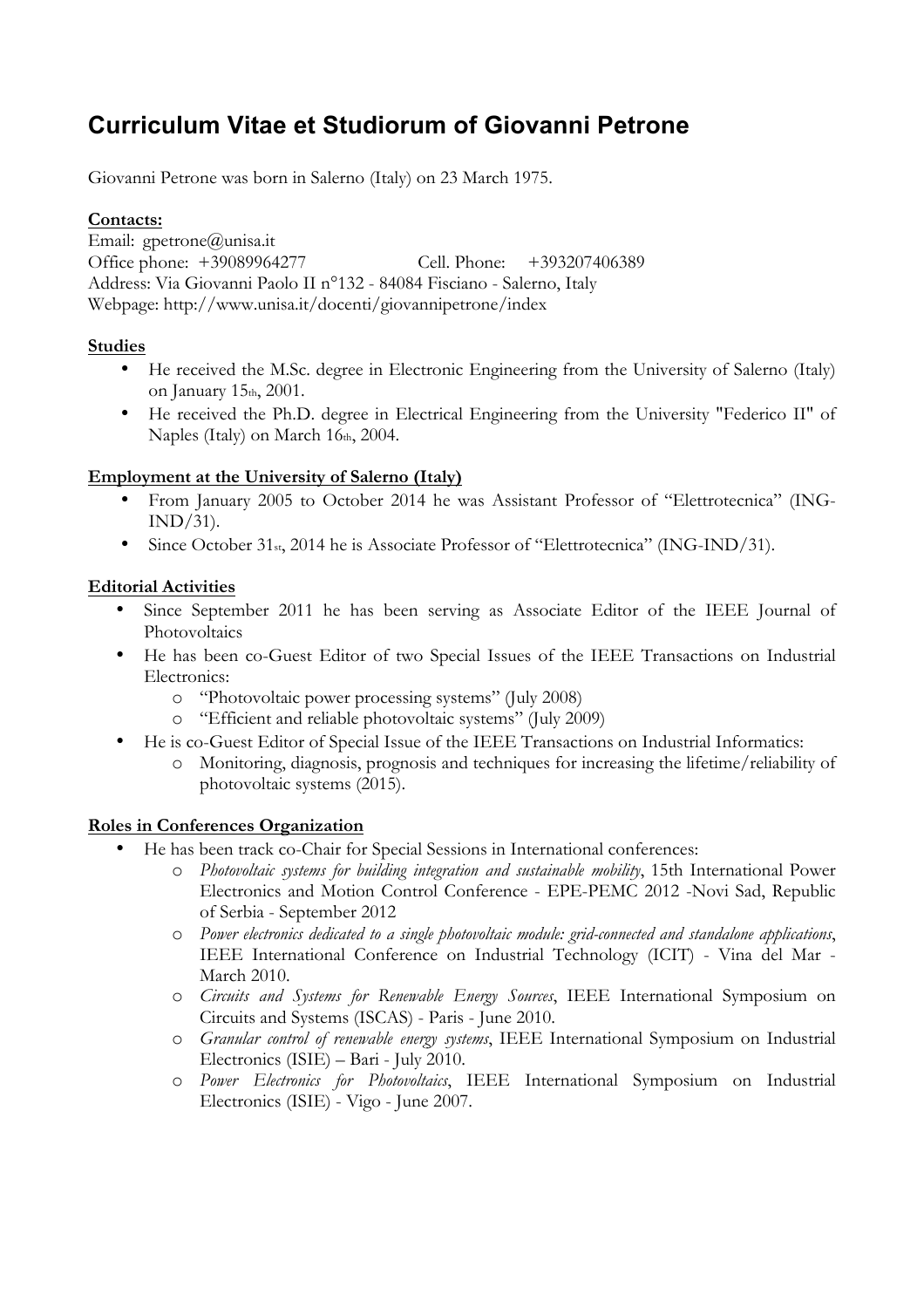# Curriculum Vitae et Studiorum of Giovanni Petrone

Giovanni Petrone was born in Salerno (Italy) on 23 March 1975.

**Contacts:**
Email: gpetrone@unisa.it
Office phone: +39089964277 Cell. Phone: +393207406389
Address: Via Giovanni Paolo II n°132 - 84084 Fisciano - Salerno, Italy
Webpage: http://www.unisa.it/docenti/giovannipetrone/index

**Studies**

- He received the M.Sc. degree in Electronic Engineering from the University of Salerno (Italy) on January 15th, 2001.
- He received the Ph.D. degree in Electrical Engineering from the University "Federico II" of Naples (Italy) on March 16th, 2004.

**Employment at the University of Salerno (Italy)**

- From January 2005 to October 2014 he was Assistant Professor of "Elettrotecnica" (ING-IND/31).
- Since October 31st, 2014 he is Associate Professor of "Elettrotecnica" (ING-IND/31).

**Editorial Activities**

- Since September 2011 he has been serving as Associate Editor of the IEEE Journal of Photovoltaics
- He has been co-Guest Editor of two Special Issues of the IEEE Transactions on Industrial Electronics:
  - "Photovoltaic power processing systems" (July 2008)
  - "Efficient and reliable photovoltaic systems" (July 2009)
- He is co-Guest Editor of Special Issue of the IEEE Transactions on Industrial Informatics:
  - Monitoring, diagnosis, prognosis and techniques for increasing the lifetime/reliability of photovoltaic systems (2015).

**Roles in Conferences Organization**

- He has been track co-Chair for Special Sessions in International conferences:
  - *Photovoltaic systems for building integration and sustainable mobility*, 15th International Power Electronics and Motion Control Conference - EPE-PEMC 2012 -Novi Sad, Republic of Serbia - September 2012
  - *Power electronics dedicated to a single photovoltaic module: grid-connected and standalone applications*, IEEE International Conference on Industrial Technology (ICIT) - Vina del Mar - March 2010.
  - *Circuits and Systems for Renewable Energy Sources*, IEEE International Symposium on Circuits and Systems (ISCAS) - Paris - June 2010.
  - *Granular control of renewable energy systems*, IEEE International Symposium on Industrial Electronics (ISIE) – Bari - July 2010.
  - *Power Electronics for Photovoltaics*, IEEE International Symposium on Industrial Electronics (ISIE) - Vigo - June 2007.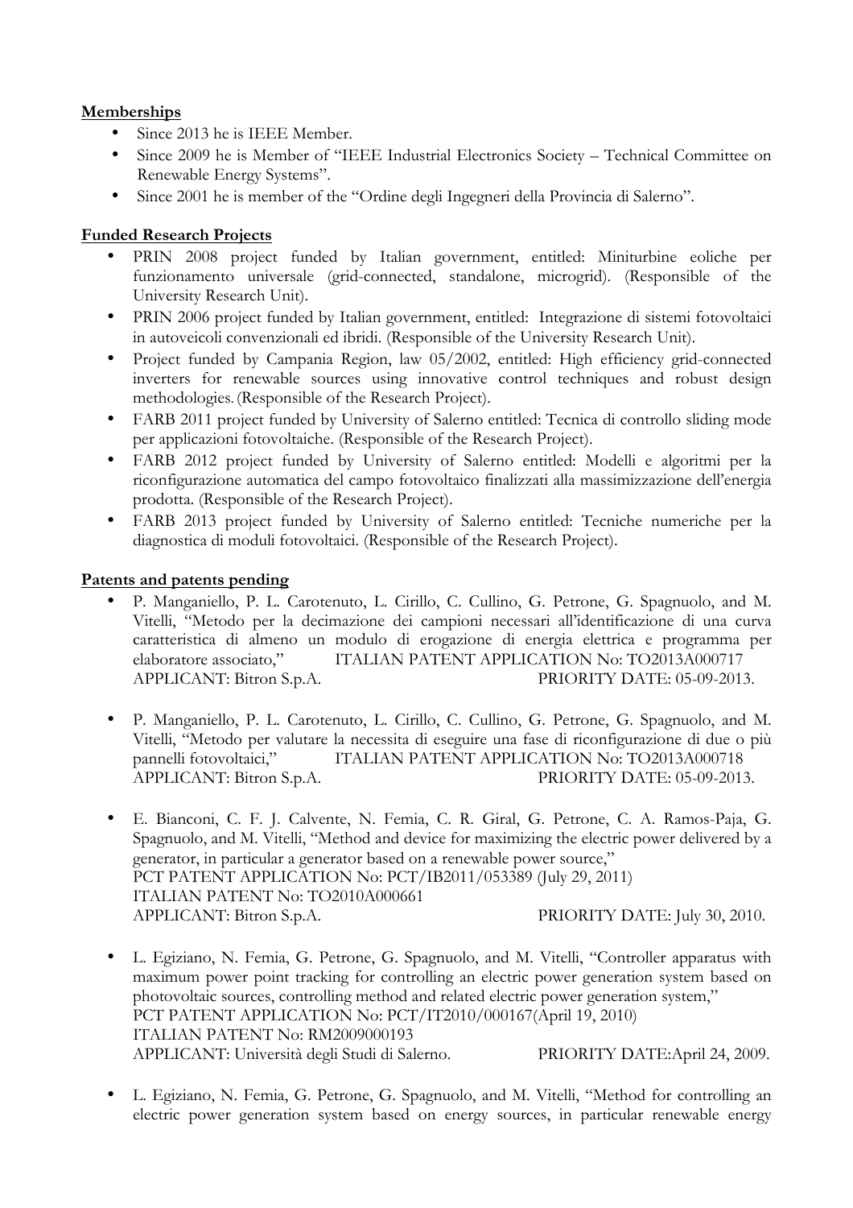**Memberships**

- Since 2013 he is IEEE Member.
- Since 2009 he is Member of "IEEE Industrial Electronics Society – Technical Committee on Renewable Energy Systems".
- Since 2001 he is member of the "Ordine degli Ingegneri della Provincia di Salerno".

**Funded Research Projects**

- PRIN 2008 project funded by Italian government, entitled: Miniturbine eoliche per funzionamento universale (grid-connected, standalone, microgrid). (Responsible of the University Research Unit).
- PRIN 2006 project funded by Italian government, entitled: Integrazione di sistemi fotovoltaici in autoveicoli convenzionali ed ibridi. (Responsible of the University Research Unit).
- Project funded by Campania Region, law 05/2002, entitled: High efficiency grid-connected inverters for renewable sources using innovative control techniques and robust design methodologies. (Responsible of the Research Project).
- FARB 2011 project funded by University of Salerno entitled: Tecnica di controllo sliding mode per applicazioni fotovoltaiche. (Responsible of the Research Project).
- FARB 2012 project funded by University of Salerno entitled: Modelli e algoritmi per la riconfigurazione automatica del campo fotovoltaico finalizzati alla massimizzazione dell'energia prodotta. (Responsible of the Research Project).
- FARB 2013 project funded by University of Salerno entitled: Tecniche numeriche per la diagnostica di moduli fotovoltaici. (Responsible of the Research Project).

**Patents and patents pending**

- P. Manganiello, P. L. Carotenuto, L. Cirillo, C. Cullino, G. Petrone, G. Spagnuolo, and M. Vitelli, "Metodo per la decimazione dei campioni necessari all'identificazione di una curva caratteristica di almeno un modulo di erogazione di energia elettrica e programma per elaboratore associato," ITALIAN PATENT APPLICATION No: TO2013A000717
  APPLICANT: Bitron S.p.A. PRIORITY DATE: 05-09-2013.

- P. Manganiello, P. L. Carotenuto, L. Cirillo, C. Cullino, G. Petrone, G. Spagnuolo, and M. Vitelli, "Metodo per valutare la necessita di eseguire una fase di riconfigurazione di due o più pannelli fotovoltaici," ITALIAN PATENT APPLICATION No: TO2013A000718
  APPLICANT: Bitron S.p.A. PRIORITY DATE: 05-09-2013.

- E. Bianconi, C. F. J. Calvente, N. Femia, C. R. Giral, G. Petrone, C. A. Ramos-Paja, G. Spagnuolo, and M. Vitelli, "Method and device for maximizing the electric power delivered by a generator, in particular a generator based on a renewable power source,"
  PCT PATENT APPLICATION No: PCT/IB2011/053389 (July 29, 2011)
  ITALIAN PATENT No: TO2010A000661
  APPLICANT: Bitron S.p.A. PRIORITY DATE: July 30, 2010.

- L. Egiziano, N. Femia, G. Petrone, G. Spagnuolo, and M. Vitelli, "Controller apparatus with maximum power point tracking for controlling an electric power generation system based on photovoltaic sources, controlling method and related electric power generation system,"
  PCT PATENT APPLICATION No: PCT/IT2010/000167(April 19, 2010)
  ITALIAN PATENT No: RM2009000193
  APPLICANT: Università degli Studi di Salerno. PRIORITY DATE:April 24, 2009.

- L. Egiziano, N. Femia, G. Petrone, G. Spagnuolo, and M. Vitelli, "Method for controlling an electric power generation system based on energy sources, in particular renewable energy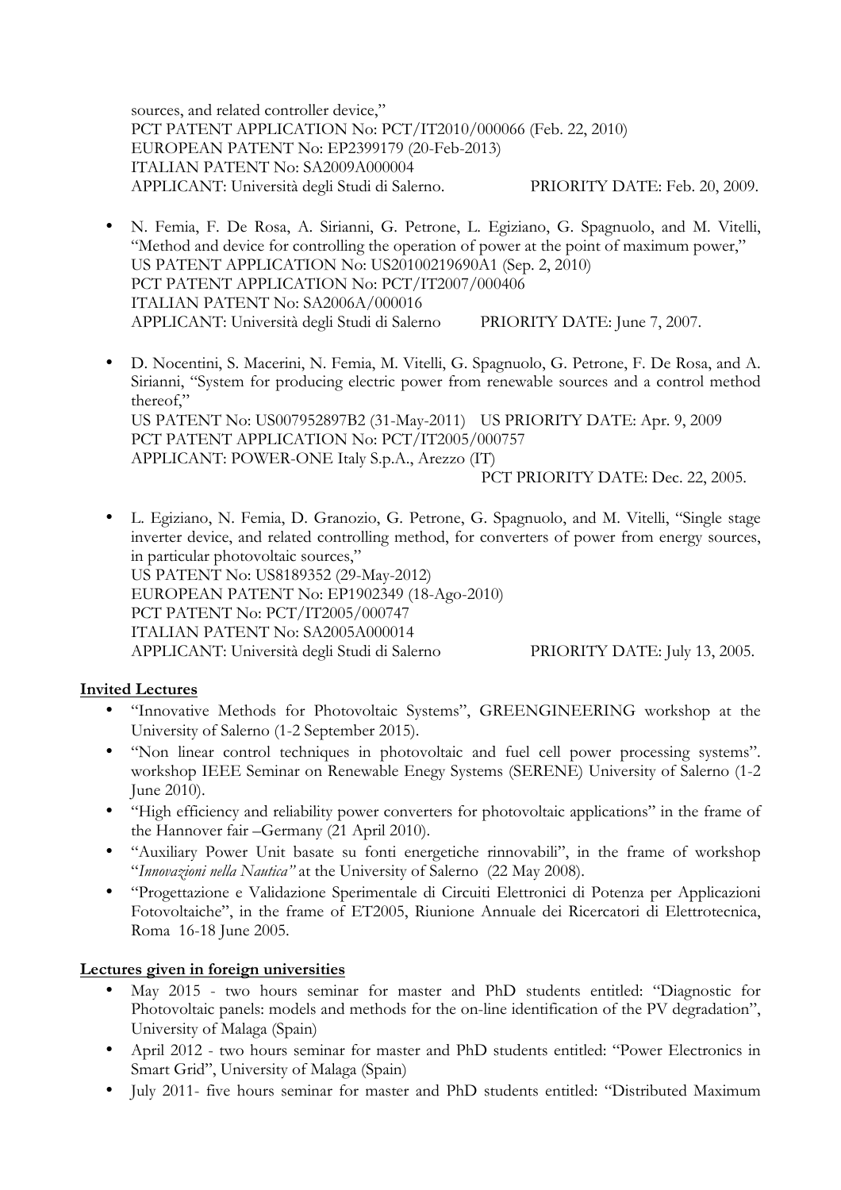sources, and related controller device,"
PCT PATENT APPLICATION No: PCT/IT2010/000066 (Feb. 22, 2010)
EUROPEAN PATENT No: EP2399179 (20-Feb-2013)
ITALIAN PATENT No: SA2009A000004
APPLICANT: Università degli Studi di Salerno. PRIORITY DATE: Feb. 20, 2009.

- N. Femia, F. De Rosa, A. Sirianni, G. Petrone, L. Egiziano, G. Spagnuolo, and M. Vitelli, "Method and device for controlling the operation of power at the point of maximum power,"
  US PATENT APPLICATION No: US20100219690A1 (Sep. 2, 2010)
  PCT PATENT APPLICATION No: PCT/IT2007/000406
  ITALIAN PATENT No: SA2006A/000016
  APPLICANT: Università degli Studi di Salerno PRIORITY DATE: June 7, 2007.

- D. Nocentini, S. Macerini, N. Femia, M. Vitelli, G. Spagnuolo, G. Petrone, F. De Rosa, and A. Sirianni, "System for producing electric power from renewable sources and a control method thereof,"
  US PATENT No: US007952897B2 (31-May-2011) US PRIORITY DATE: Apr. 9, 2009
  PCT PATENT APPLICATION No: PCT/IT2005/000757
  APPLICANT: POWER-ONE Italy S.p.A., Arezzo (IT)
  PCT PRIORITY DATE: Dec. 22, 2005.

- L. Egiziano, N. Femia, D. Granozio, G. Petrone, G. Spagnuolo, and M. Vitelli, "Single stage inverter device, and related controlling method, for converters of power from energy sources, in particular photovoltaic sources,"
  US PATENT No: US8189352 (29-May-2012)
  EUROPEAN PATENT No: EP1902349 (18-Ago-2010)
  PCT PATENT No: PCT/IT2005/000747
  ITALIAN PATENT No: SA2005A000014
  APPLICANT: Università degli Studi di Salerno PRIORITY DATE: July 13, 2005.

**Invited Lectures**

- "Innovative Methods for Photovoltaic Systems", GREENGINEERING workshop at the University of Salerno (1-2 September 2015).
- "Non linear control techniques in photovoltaic and fuel cell power processing systems". workshop IEEE Seminar on Renewable Enegy Systems (SERENE) University of Salerno (1-2 June 2010).
- "High efficiency and reliability power converters for photovoltaic applications" in the frame of the Hannover fair –Germany (21 April 2010).
- "Auxiliary Power Unit basate su fonti energetiche rinnovabili", in the frame of workshop "*Innovazioni nella Nautica"* at the University of Salerno (22 May 2008).
- "Progettazione e Validazione Sperimentale di Circuiti Elettronici di Potenza per Applicazioni Fotovoltaiche", in the frame of ET2005, Riunione Annuale dei Ricercatori di Elettrotecnica, Roma 16-18 June 2005.

**Lectures given in foreign universities**

- May 2015 - two hours seminar for master and PhD students entitled: "Diagnostic for Photovoltaic panels: models and methods for the on-line identification of the PV degradation", University of Malaga (Spain)
- April 2012 - two hours seminar for master and PhD students entitled: "Power Electronics in Smart Grid", University of Malaga (Spain)
- July 2011- five hours seminar for master and PhD students entitled: "Distributed Maximum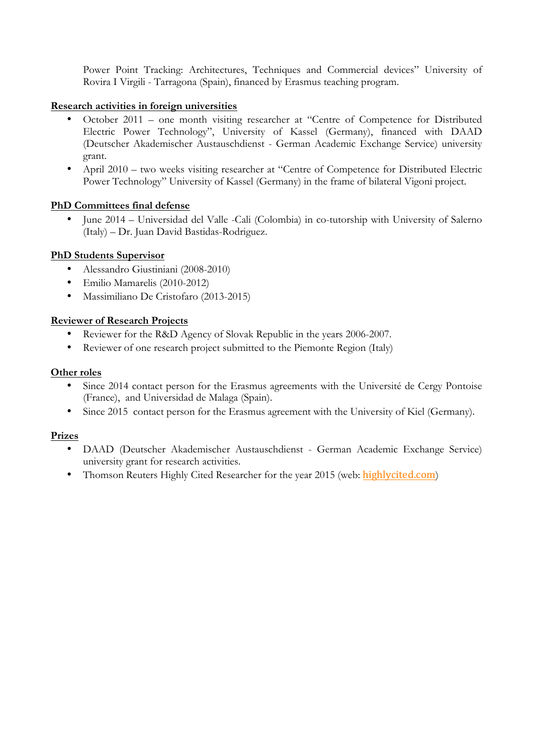Power Point Tracking: Architectures, Techniques and Commercial devices" University of Rovira I Virgili - Tarragona (Spain), financed by Erasmus teaching program.

## Research activities in foreign universities

- October 2011 – one month visiting researcher at "Centre of Competence for Distributed Electric Power Technology", University of Kassel (Germany), financed with DAAD (Deutscher Akademischer Austauschdienst - German Academic Exchange Service) university grant.
- April 2010 – two weeks visiting researcher at "Centre of Competence for Distributed Electric Power Technology" University of Kassel (Germany) in the frame of bilateral Vigoni project.

## PhD Committees final defense

- June 2014 – Universidad del Valle -Cali (Colombia) in co-tutorship with University of Salerno (Italy) – Dr. Juan David Bastidas-Rodriguez.

## PhD Students Supervisor

- Alessandro Giustiniani (2008-2010)
- Emilio Mamarelis (2010-2012)
- Massimiliano De Cristofaro (2013-2015)

## Reviewer of Research Projects

- Reviewer for the R&D Agency of Slovak Republic in the years 2006-2007.
- Reviewer of one research project submitted to the Piemonte Region (Italy)

## Other roles

- Since 2014 contact person for the Erasmus agreements with the Université de Cergy Pontoise (France), and Universidad de Malaga (Spain).
- Since 2015 contact person for the Erasmus agreement with the University of Kiel (Germany).

## Prizes

- DAAD (Deutscher Akademischer Austauschdienst - German Academic Exchange Service) university grant for research activities.
- Thomson Reuters Highly Cited Researcher for the year 2015 (web: highlycited.com)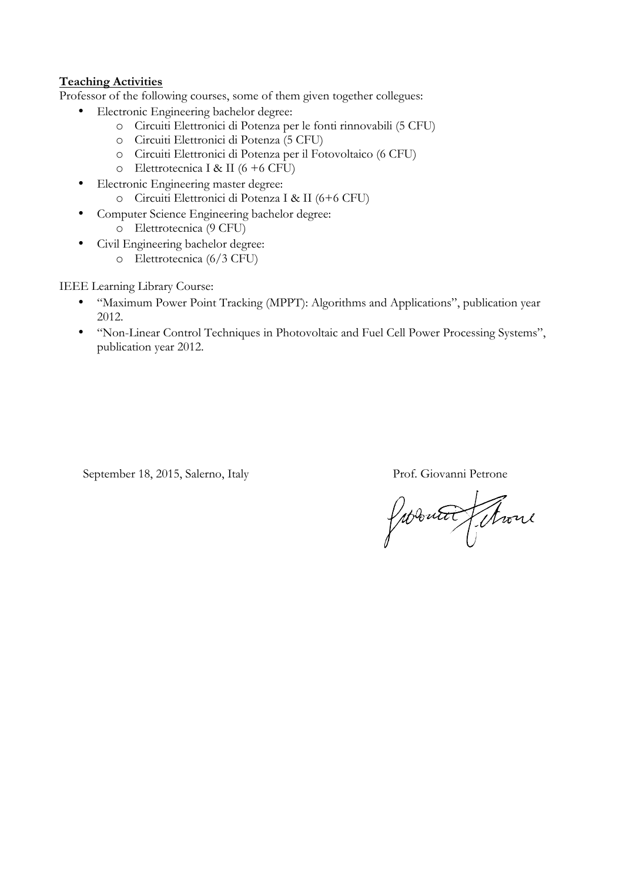**<u>Teaching Activities</u>**

Professor of the following courses, some of them given together collegues:

- Electronic Engineering bachelor degree:
  - Circuiti Elettronici di Potenza per le fonti rinnovabili (5 CFU)
  - Circuiti Elettronici di Potenza (5 CFU)
  - Circuiti Elettronici di Potenza per il Fotovoltaico (6 CFU)
  - Elettrotecnica I & II (6 +6 CFU)
- Electronic Engineering master degree:
  - Circuiti Elettronici di Potenza I & II (6+6 CFU)
- Computer Science Engineering bachelor degree:
  - Elettrotecnica (9 CFU)
- Civil Engineering bachelor degree:
  - Elettrotecnica (6/3 CFU)

IEEE Learning Library Course:

- "Maximum Power Point Tracking (MPPT): Algorithms and Applications", publication year 2012.
- "Non-Linear Control Techniques in Photovoltaic and Fuel Cell Power Processing Systems", publication year 2012.

September 18, 2015, Salerno, Italy

Prof. Giovanni Petrone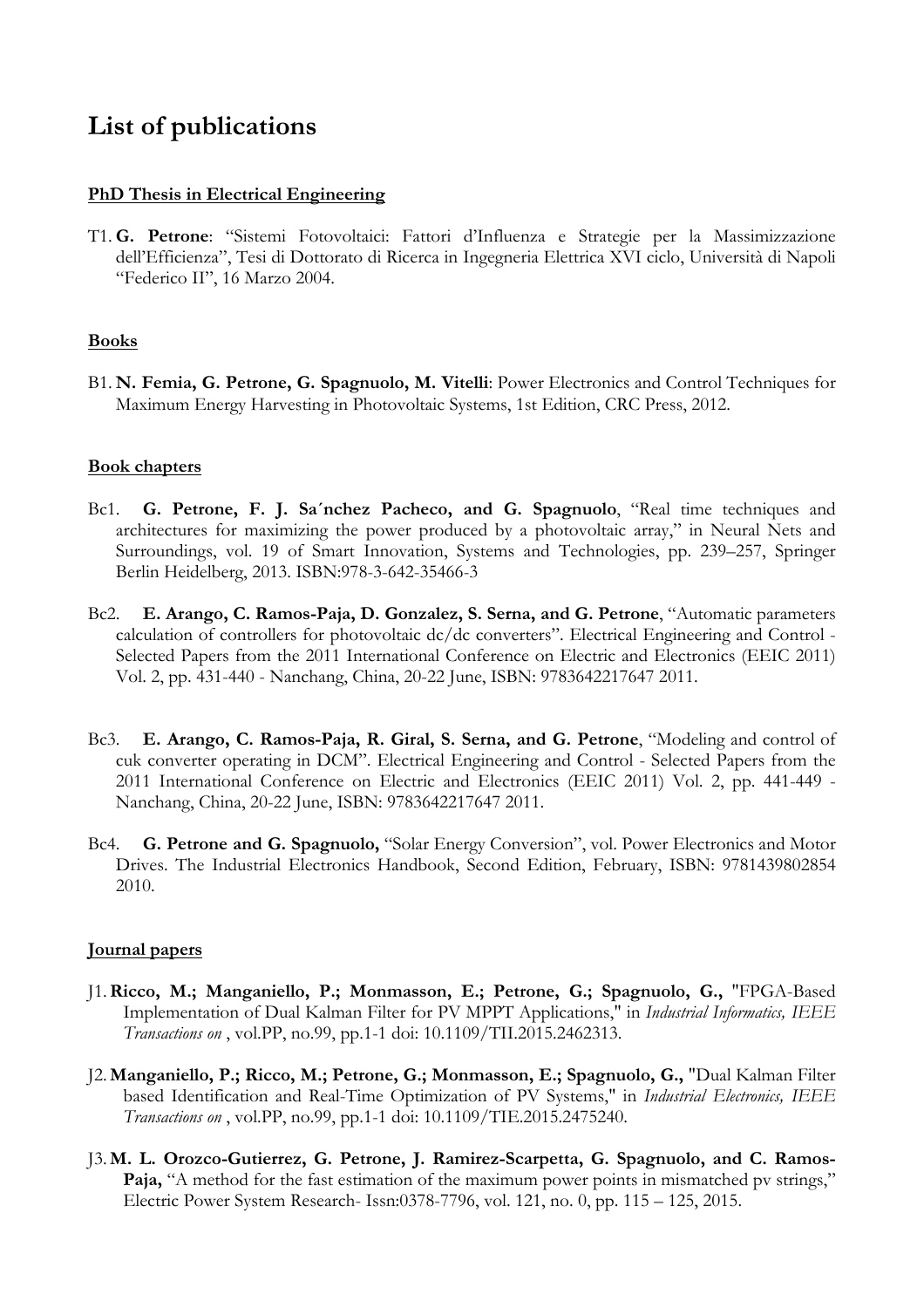# List of publications

**PhD Thesis in Electrical Engineering**

T1. **G. Petrone**: "Sistemi Fotovoltaici: Fattori d'Influenza e Strategie per la Massimizzazione dell'Efficienza", Tesi di Dottorato di Ricerca in Ingegneria Elettrica XVI ciclo, Università di Napoli "Federico II", 16 Marzo 2004.

**Books**

B1. **N. Femia, G. Petrone, G. Spagnuolo, M. Vitelli**: Power Electronics and Control Techniques for Maximum Energy Harvesting in Photovoltaic Systems, 1st Edition, CRC Press, 2012.

**Book chapters**

Bc1. **G. Petrone, F. J. Sa´nchez Pacheco, and G. Spagnuolo**, "Real time techniques and architectures for maximizing the power produced by a photovoltaic array," in Neural Nets and Surroundings, vol. 19 of Smart Innovation, Systems and Technologies, pp. 239–257, Springer Berlin Heidelberg, 2013. ISBN:978-3-642-35466-3

Bc2. **E. Arango, C. Ramos-Paja, D. Gonzalez, S. Serna, and G. Petrone**, "Automatic parameters calculation of controllers for photovoltaic dc/dc converters". Electrical Engineering and Control - Selected Papers from the 2011 International Conference on Electric and Electronics (EEIC 2011) Vol. 2, pp. 431-440 - Nanchang, China, 20-22 June, ISBN: 9783642217647 2011.

Bc3. **E. Arango, C. Ramos-Paja, R. Giral, S. Serna, and G. Petrone**, "Modeling and control of cuk converter operating in DCM". Electrical Engineering and Control - Selected Papers from the 2011 International Conference on Electric and Electronics (EEIC 2011) Vol. 2, pp. 441-449 - Nanchang, China, 20-22 June, ISBN: 9783642217647 2011.

Bc4. **G. Petrone and G. Spagnuolo,** "Solar Energy Conversion", vol. Power Electronics and Motor Drives. The Industrial Electronics Handbook, Second Edition, February, ISBN: 9781439802854 2010.

**Journal papers**

J1. **Ricco, M.; Manganiello, P.; Monmasson, E.; Petrone, G.; Spagnuolo, G.,** "FPGA-Based Implementation of Dual Kalman Filter for PV MPPT Applications," in *Industrial Informatics, IEEE Transactions on* , vol.PP, no.99, pp.1-1 doi: 10.1109/TII.2015.2462313.

J2. **Manganiello, P.; Ricco, M.; Petrone, G.; Monmasson, E.; Spagnuolo, G.,** "Dual Kalman Filter based Identification and Real-Time Optimization of PV Systems," in *Industrial Electronics, IEEE Transactions on* , vol.PP, no.99, pp.1-1 doi: 10.1109/TIE.2015.2475240.

J3. **M. L. Orozco-Gutierrez, G. Petrone, J. Ramirez-Scarpetta, G. Spagnuolo, and C. Ramos-Paja,** "A method for the fast estimation of the maximum power points in mismatched pv strings," Electric Power System Research- Issn:0378-7796, vol. 121, no. 0, pp. 115 – 125, 2015.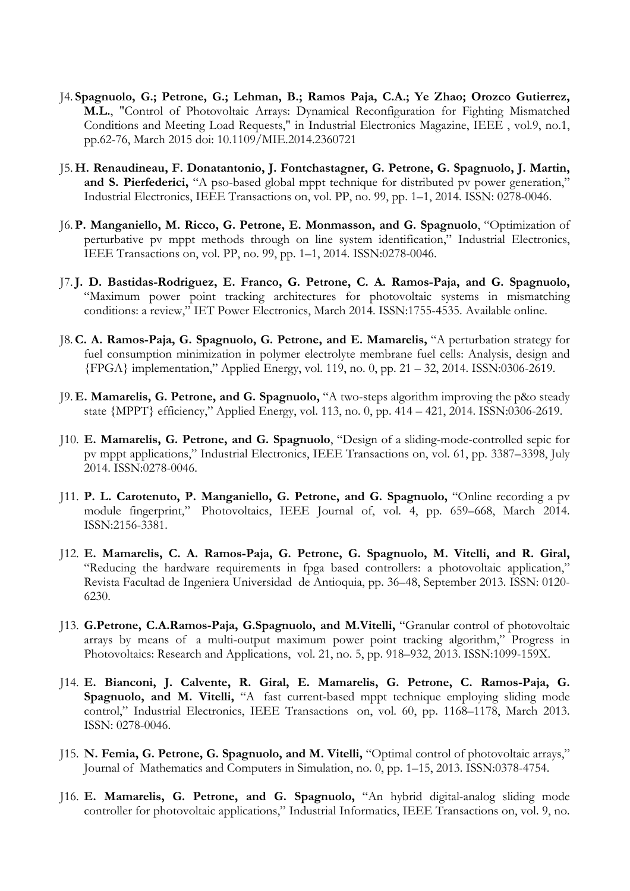J4. **Spagnuolo, G.; Petrone, G.; Lehman, B.; Ramos Paja, C.A.; Ye Zhao; Orozco Gutierrez, M.L.**, "Control of Photovoltaic Arrays: Dynamical Reconfiguration for Fighting Mismatched Conditions and Meeting Load Requests," in Industrial Electronics Magazine, IEEE , vol.9, no.1, pp.62-76, March 2015 doi: 10.1109/MIE.2014.2360721

J5. **H. Renaudineau, F. Donatantonio, J. Fontchastagner, G. Petrone, G. Spagnuolo, J. Martin, and S. Pierfederici,** "A pso-based global mppt technique for distributed pv power generation," Industrial Electronics, IEEE Transactions on, vol. PP, no. 99, pp. 1–1, 2014. ISSN: 0278-0046.

J6. **P. Manganiello, M. Ricco, G. Petrone, E. Monmasson, and G. Spagnuolo**, "Optimization of perturbative pv mppt methods through on line system identification," Industrial Electronics, IEEE Transactions on, vol. PP, no. 99, pp. 1–1, 2014. ISSN:0278-0046.

J7. **J. D. Bastidas-Rodriguez, E. Franco, G. Petrone, C. A. Ramos-Paja, and G. Spagnuolo,** "Maximum power point tracking architectures for photovoltaic systems in mismatching conditions: a review," IET Power Electronics, March 2014. ISSN:1755-4535. Available online.

J8. **C. A. Ramos-Paja, G. Spagnuolo, G. Petrone, and E. Mamarelis,** "A perturbation strategy for fuel consumption minimization in polymer electrolyte membrane fuel cells: Analysis, design and {FPGA} implementation," Applied Energy, vol. 119, no. 0, pp. 21 – 32, 2014. ISSN:0306-2619.

J9. **E. Mamarelis, G. Petrone, and G. Spagnuolo,** "A two-steps algorithm improving the p&o steady state {MPPT} efficiency," Applied Energy, vol. 113, no. 0, pp. 414 – 421, 2014. ISSN:0306-2619.

J10. **E. Mamarelis, G. Petrone, and G. Spagnuolo**, "Design of a sliding-mode-controlled sepic for pv mppt applications," Industrial Electronics, IEEE Transactions on, vol. 61, pp. 3387–3398, July 2014. ISSN:0278-0046.

J11. **P. L. Carotenuto, P. Manganiello, G. Petrone, and G. Spagnuolo,** "Online recording a pv module fingerprint," Photovoltaics, IEEE Journal of, vol. 4, pp. 659–668, March 2014. ISSN:2156-3381.

J12. **E. Mamarelis, C. A. Ramos-Paja, G. Petrone, G. Spagnuolo, M. Vitelli, and R. Giral,** "Reducing the hardware requirements in fpga based controllers: a photovoltaic application," Revista Facultad de Ingeniera Universidad de Antioquia, pp. 36–48, September 2013. ISSN: 0120-6230.

J13. **G.Petrone, C.A.Ramos-Paja, G.Spagnuolo, and M.Vitelli,** "Granular control of photovoltaic arrays by means of a multi-output maximum power point tracking algorithm," Progress in Photovoltaics: Research and Applications, vol. 21, no. 5, pp. 918–932, 2013. ISSN:1099-159X.

J14. **E. Bianconi, J. Calvente, R. Giral, E. Mamarelis, G. Petrone, C. Ramos-Paja, G. Spagnuolo, and M. Vitelli,** "A fast current-based mppt technique employing sliding mode control," Industrial Electronics, IEEE Transactions on, vol. 60, pp. 1168–1178, March 2013. ISSN: 0278-0046.

J15. **N. Femia, G. Petrone, G. Spagnuolo, and M. Vitelli,** "Optimal control of photovoltaic arrays," Journal of Mathematics and Computers in Simulation, no. 0, pp. 1–15, 2013. ISSN:0378-4754.

J16. **E. Mamarelis, G. Petrone, and G. Spagnuolo,** "An hybrid digital-analog sliding mode controller for photovoltaic applications," Industrial Informatics, IEEE Transactions on, vol. 9, no.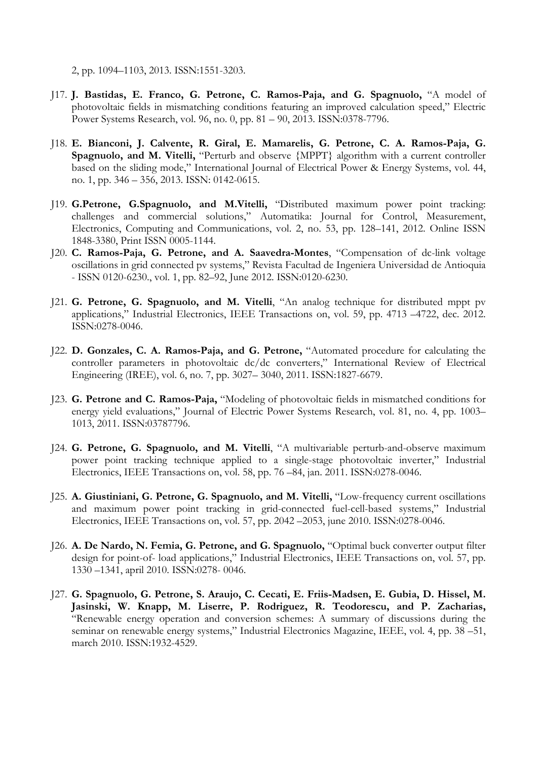2, pp. 1094–1103, 2013. ISSN:1551-3203.

J17. **J. Bastidas, E. Franco, G. Petrone, C. Ramos-Paja, and G. Spagnuolo,** "A model of photovoltaic fields in mismatching conditions featuring an improved calculation speed," Electric Power Systems Research, vol. 96, no. 0, pp. 81 – 90, 2013. ISSN:0378-7796.

J18. **E. Bianconi, J. Calvente, R. Giral, E. Mamarelis, G. Petrone, C. A. Ramos-Paja, G. Spagnuolo, and M. Vitelli,** "Perturb and observe {MPPT} algorithm with a current controller based on the sliding mode," International Journal of Electrical Power & Energy Systems, vol. 44, no. 1, pp. 346 – 356, 2013. ISSN: 0142-0615.

J19. **G.Petrone, G.Spagnuolo, and M.Vitelli,** "Distributed maximum power point tracking: challenges and commercial solutions," Automatika: Journal for Control, Measurement, Electronics, Computing and Communications, vol. 2, no. 53, pp. 128–141, 2012. Online ISSN 1848-3380, Print ISSN 0005-1144.

J20. **C. Ramos-Paja, G. Petrone, and A. Saavedra-Montes**, "Compensation of dc-link voltage oscillations in grid connected pv systems," Revista Facultad de Ingeniera Universidad de Antioquia - ISSN 0120-6230., vol. 1, pp. 82–92, June 2012. ISSN:0120-6230.

J21. **G. Petrone, G. Spagnuolo, and M. Vitelli**, "An analog technique for distributed mppt pv applications," Industrial Electronics, IEEE Transactions on, vol. 59, pp. 4713 –4722, dec. 2012. ISSN:0278-0046.

J22. **D. Gonzales, C. A. Ramos-Paja, and G. Petrone,** "Automated procedure for calculating the controller parameters in photovoltaic dc/dc converters," International Review of Electrical Engineering (IREE), vol. 6, no. 7, pp. 3027– 3040, 2011. ISSN:1827-6679.

J23. **G. Petrone and C. Ramos-Paja,** "Modeling of photovoltaic fields in mismatched conditions for energy yield evaluations," Journal of Electric Power Systems Research, vol. 81, no. 4, pp. 1003–1013, 2011. ISSN:03787796.

J24. **G. Petrone, G. Spagnuolo, and M. Vitelli**, "A multivariable perturb-and-observe maximum power point tracking technique applied to a single-stage photovoltaic inverter," Industrial Electronics, IEEE Transactions on, vol. 58, pp. 76 –84, jan. 2011. ISSN:0278-0046.

J25. **A. Giustiniani, G. Petrone, G. Spagnuolo, and M. Vitelli,** "Low-frequency current oscillations and maximum power point tracking in grid-connected fuel-cell-based systems," Industrial Electronics, IEEE Transactions on, vol. 57, pp. 2042 –2053, june 2010. ISSN:0278-0046.

J26. **A. De Nardo, N. Femia, G. Petrone, and G. Spagnuolo,** "Optimal buck converter output filter design for point-of- load applications," Industrial Electronics, IEEE Transactions on, vol. 57, pp. 1330 –1341, april 2010. ISSN:0278- 0046.

J27. **G. Spagnuolo, G. Petrone, S. Araujo, C. Cecati, E. Friis-Madsen, E. Gubia, D. Hissel, M. Jasinski, W. Knapp, M. Liserre, P. Rodriguez, R. Teodorescu, and P. Zacharias,** "Renewable energy operation and conversion schemes: A summary of discussions during the seminar on renewable energy systems," Industrial Electronics Magazine, IEEE, vol. 4, pp. 38 –51, march 2010. ISSN:1932-4529.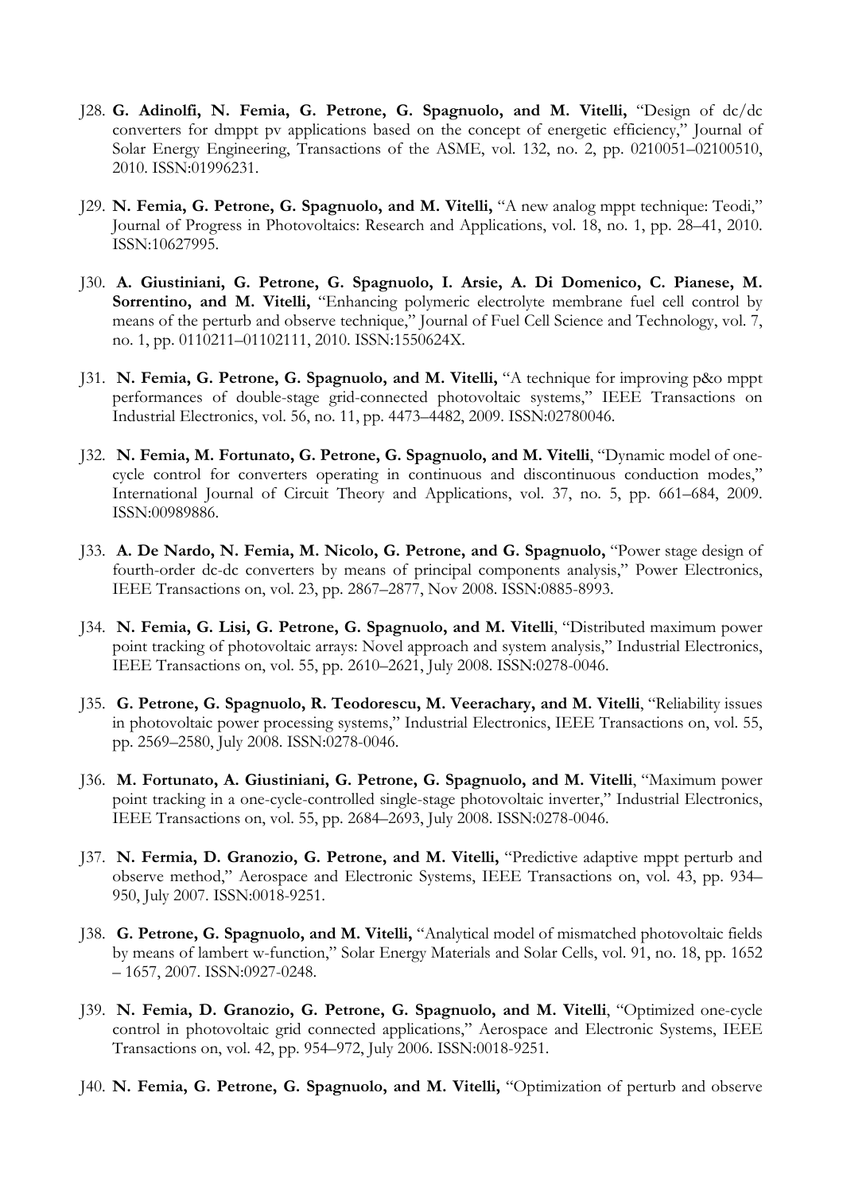J28. **G. Adinolfi, N. Femia, G. Petrone, G. Spagnuolo, and M. Vitelli,** "Design of dc/dc converters for dmppt pv applications based on the concept of energetic efficiency," Journal of Solar Energy Engineering, Transactions of the ASME, vol. 132, no. 2, pp. 0210051–02100510, 2010. ISSN:01996231.

J29. **N. Femia, G. Petrone, G. Spagnuolo, and M. Vitelli,** "A new analog mppt technique: Teodi," Journal of Progress in Photovoltaics: Research and Applications, vol. 18, no. 1, pp. 28–41, 2010. ISSN:10627995.

J30. **A. Giustiniani, G. Petrone, G. Spagnuolo, I. Arsie, A. Di Domenico, C. Pianese, M. Sorrentino, and M. Vitelli,** "Enhancing polymeric electrolyte membrane fuel cell control by means of the perturb and observe technique," Journal of Fuel Cell Science and Technology, vol. 7, no. 1, pp. 0110211–01102111, 2010. ISSN:1550624X.

J31. **N. Femia, G. Petrone, G. Spagnuolo, and M. Vitelli,** "A technique for improving p&o mppt performances of double-stage grid-connected photovoltaic systems," IEEE Transactions on Industrial Electronics, vol. 56, no. 11, pp. 4473–4482, 2009. ISSN:02780046.

J32. **N. Femia, M. Fortunato, G. Petrone, G. Spagnuolo, and M. Vitelli**, "Dynamic model of one-cycle control for converters operating in continuous and discontinuous conduction modes," International Journal of Circuit Theory and Applications, vol. 37, no. 5, pp. 661–684, 2009. ISSN:00989886.

J33. **A. De Nardo, N. Femia, M. Nicolo, G. Petrone, and G. Spagnuolo,** "Power stage design of fourth-order dc-dc converters by means of principal components analysis," Power Electronics, IEEE Transactions on, vol. 23, pp. 2867–2877, Nov 2008. ISSN:0885-8993.

J34. **N. Femia, G. Lisi, G. Petrone, G. Spagnuolo, and M. Vitelli**, "Distributed maximum power point tracking of photovoltaic arrays: Novel approach and system analysis," Industrial Electronics, IEEE Transactions on, vol. 55, pp. 2610–2621, July 2008. ISSN:0278-0046.

J35. **G. Petrone, G. Spagnuolo, R. Teodorescu, M. Veerachary, and M. Vitelli**, "Reliability issues in photovoltaic power processing systems," Industrial Electronics, IEEE Transactions on, vol. 55, pp. 2569–2580, July 2008. ISSN:0278-0046.

J36. **M. Fortunato, A. Giustiniani, G. Petrone, G. Spagnuolo, and M. Vitelli**, "Maximum power point tracking in a one-cycle-controlled single-stage photovoltaic inverter," Industrial Electronics, IEEE Transactions on, vol. 55, pp. 2684–2693, July 2008. ISSN:0278-0046.

J37. **N. Fermia, D. Granozio, G. Petrone, and M. Vitelli,** "Predictive adaptive mppt perturb and observe method," Aerospace and Electronic Systems, IEEE Transactions on, vol. 43, pp. 934–950, July 2007. ISSN:0018-9251.

J38. **G. Petrone, G. Spagnuolo, and M. Vitelli,** "Analytical model of mismatched photovoltaic fields by means of lambert w-function," Solar Energy Materials and Solar Cells, vol. 91, no. 18, pp. 1652 – 1657, 2007. ISSN:0927-0248.

J39. **N. Femia, D. Granozio, G. Petrone, G. Spagnuolo, and M. Vitelli**, "Optimized one-cycle control in photovoltaic grid connected applications," Aerospace and Electronic Systems, IEEE Transactions on, vol. 42, pp. 954–972, July 2006. ISSN:0018-9251.

J40. **N. Femia, G. Petrone, G. Spagnuolo, and M. Vitelli,** "Optimization of perturb and observe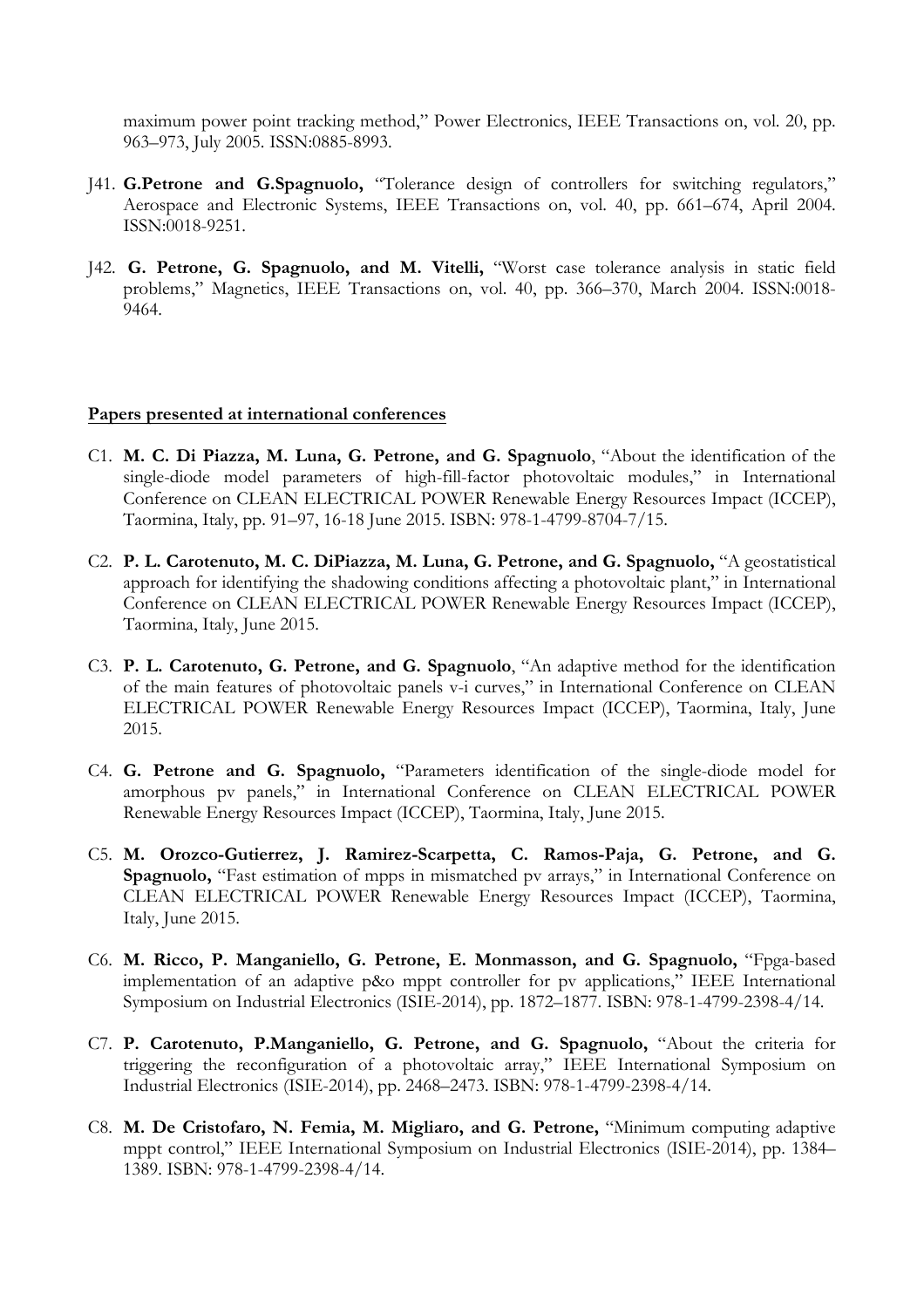maximum power point tracking method," Power Electronics, IEEE Transactions on, vol. 20, pp. 963–973, July 2005. ISSN:0885-8993.

J41. **G.Petrone and G.Spagnuolo,** "Tolerance design of controllers for switching regulators," Aerospace and Electronic Systems, IEEE Transactions on, vol. 40, pp. 661–674, April 2004. ISSN:0018-9251.

J42. **G. Petrone, G. Spagnuolo, and M. Vitelli,** "Worst case tolerance analysis in static field problems," Magnetics, IEEE Transactions on, vol. 40, pp. 366–370, March 2004. ISSN:0018-9464.

## Papers presented at international conferences

C1. **M. C. Di Piazza, M. Luna, G. Petrone, and G. Spagnuolo**, "About the identification of the single-diode model parameters of high-fill-factor photovoltaic modules," in International Conference on CLEAN ELECTRICAL POWER Renewable Energy Resources Impact (ICCEP), Taormina, Italy, pp. 91–97, 16-18 June 2015. ISBN: 978-1-4799-8704-7/15.

C2. **P. L. Carotenuto, M. C. DiPiazza, M. Luna, G. Petrone, and G. Spagnuolo,** "A geostatistical approach for identifying the shadowing conditions affecting a photovoltaic plant," in International Conference on CLEAN ELECTRICAL POWER Renewable Energy Resources Impact (ICCEP), Taormina, Italy, June 2015.

C3. **P. L. Carotenuto, G. Petrone, and G. Spagnuolo**, "An adaptive method for the identification of the main features of photovoltaic panels v-i curves," in International Conference on CLEAN ELECTRICAL POWER Renewable Energy Resources Impact (ICCEP), Taormina, Italy, June 2015.

C4. **G. Petrone and G. Spagnuolo,** "Parameters identification of the single-diode model for amorphous pv panels," in International Conference on CLEAN ELECTRICAL POWER Renewable Energy Resources Impact (ICCEP), Taormina, Italy, June 2015.

C5. **M. Orozco-Gutierrez, J. Ramirez-Scarpetta, C. Ramos-Paja, G. Petrone, and G. Spagnuolo,** "Fast estimation of mpps in mismatched pv arrays," in International Conference on CLEAN ELECTRICAL POWER Renewable Energy Resources Impact (ICCEP), Taormina, Italy, June 2015.

C6. **M. Ricco, P. Manganiello, G. Petrone, E. Monmasson, and G. Spagnuolo,** "Fpga-based implementation of an adaptive p&o mppt controller for pv applications," IEEE International Symposium on Industrial Electronics (ISIE-2014), pp. 1872–1877. ISBN: 978-1-4799-2398-4/14.

C7. **P. Carotenuto, P.Manganiello, G. Petrone, and G. Spagnuolo,** "About the criteria for triggering the reconfiguration of a photovoltaic array," IEEE International Symposium on Industrial Electronics (ISIE-2014), pp. 2468–2473. ISBN: 978-1-4799-2398-4/14.

C8. **M. De Cristofaro, N. Femia, M. Migliaro, and G. Petrone,** "Minimum computing adaptive mppt control," IEEE International Symposium on Industrial Electronics (ISIE-2014), pp. 1384–1389. ISBN: 978-1-4799-2398-4/14.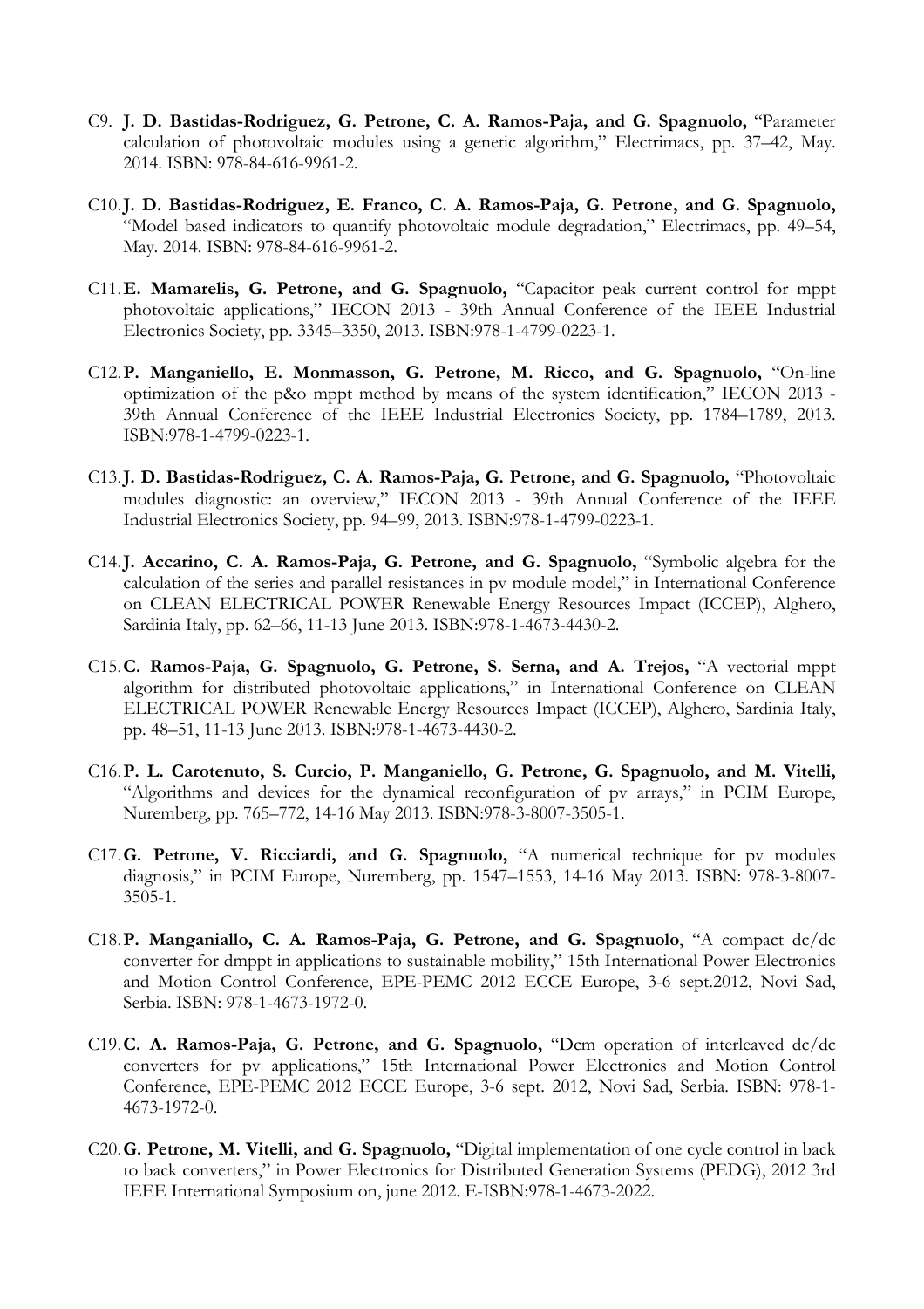C9. **J. D. Bastidas-Rodriguez, G. Petrone, C. A. Ramos-Paja, and G. Spagnuolo,** "Parameter calculation of photovoltaic modules using a genetic algorithm," Electrimacs, pp. 37–42, May. 2014. ISBN: 978-84-616-9961-2.

C10. **J. D. Bastidas-Rodriguez, E. Franco, C. A. Ramos-Paja, G. Petrone, and G. Spagnuolo,** "Model based indicators to quantify photovoltaic module degradation," Electrimacs, pp. 49–54, May. 2014. ISBN: 978-84-616-9961-2.

C11. **E. Mamarelis, G. Petrone, and G. Spagnuolo,** "Capacitor peak current control for mppt photovoltaic applications," IECON 2013 - 39th Annual Conference of the IEEE Industrial Electronics Society, pp. 3345–3350, 2013. ISBN:978-1-4799-0223-1.

C12. **P. Manganiello, E. Monmasson, G. Petrone, M. Ricco, and G. Spagnuolo,** "On-line optimization of the p&o mppt method by means of the system identification," IECON 2013 - 39th Annual Conference of the IEEE Industrial Electronics Society, pp. 1784–1789, 2013. ISBN:978-1-4799-0223-1.

C13. **J. D. Bastidas-Rodriguez, C. A. Ramos-Paja, G. Petrone, and G. Spagnuolo,** "Photovoltaic modules diagnostic: an overview," IECON 2013 - 39th Annual Conference of the IEEE Industrial Electronics Society, pp. 94–99, 2013. ISBN:978-1-4799-0223-1.

C14. **J. Accarino, C. A. Ramos-Paja, G. Petrone, and G. Spagnuolo,** "Symbolic algebra for the calculation of the series and parallel resistances in pv module model," in International Conference on CLEAN ELECTRICAL POWER Renewable Energy Resources Impact (ICCEP), Alghero, Sardinia Italy, pp. 62–66, 11-13 June 2013. ISBN:978-1-4673-4430-2.

C15. **C. Ramos-Paja, G. Spagnuolo, G. Petrone, S. Serna, and A. Trejos,** "A vectorial mppt algorithm for distributed photovoltaic applications," in International Conference on CLEAN ELECTRICAL POWER Renewable Energy Resources Impact (ICCEP), Alghero, Sardinia Italy, pp. 48–51, 11-13 June 2013. ISBN:978-1-4673-4430-2.

C16. **P. L. Carotenuto, S. Curcio, P. Manganiello, G. Petrone, G. Spagnuolo, and M. Vitelli,** "Algorithms and devices for the dynamical reconfiguration of pv arrays," in PCIM Europe, Nuremberg, pp. 765–772, 14-16 May 2013. ISBN:978-3-8007-3505-1.

C17. **G. Petrone, V. Ricciardi, and G. Spagnuolo,** "A numerical technique for pv modules diagnosis," in PCIM Europe, Nuremberg, pp. 1547–1553, 14-16 May 2013. ISBN: 978-3-8007-3505-1.

C18. **P. Manganiallo, C. A. Ramos-Paja, G. Petrone, and G. Spagnuolo**, "A compact dc/dc converter for dmppt in applications to sustainable mobility," 15th International Power Electronics and Motion Control Conference, EPE-PEMC 2012 ECCE Europe, 3-6 sept.2012, Novi Sad, Serbia. ISBN: 978-1-4673-1972-0.

C19. **C. A. Ramos-Paja, G. Petrone, and G. Spagnuolo,** "Dcm operation of interleaved dc/dc converters for pv applications," 15th International Power Electronics and Motion Control Conference, EPE-PEMC 2012 ECCE Europe, 3-6 sept. 2012, Novi Sad, Serbia. ISBN: 978-1-4673-1972-0.

C20. **G. Petrone, M. Vitelli, and G. Spagnuolo,** "Digital implementation of one cycle control in back to back converters," in Power Electronics for Distributed Generation Systems (PEDG), 2012 3rd IEEE International Symposium on, june 2012. E-ISBN:978-1-4673-2022.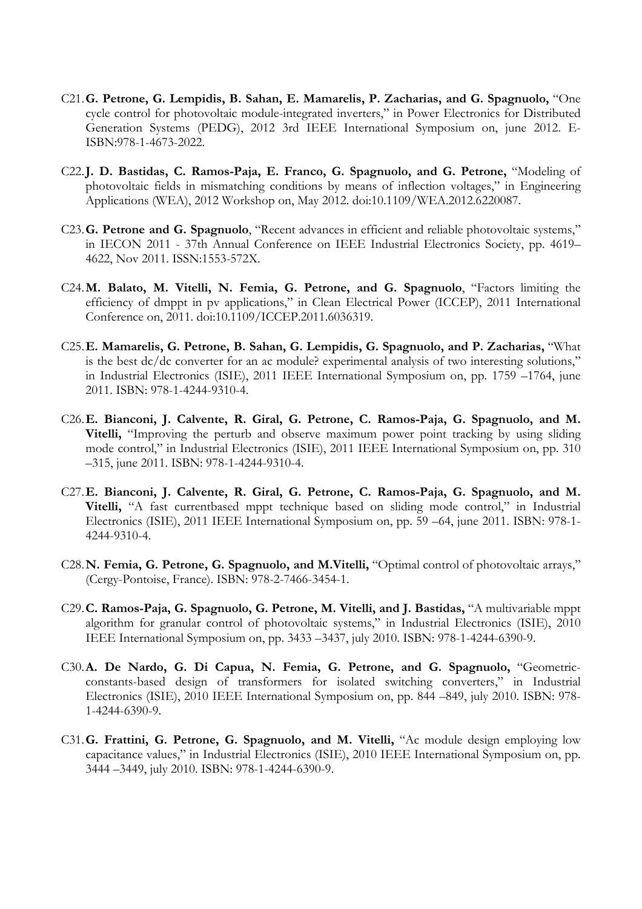C21. **G. Petrone, G. Lempidis, B. Sahan, E. Mamarelis, P. Zacharias, and G. Spagnuolo,** "One cycle control for photovoltaic module-integrated inverters," in Power Electronics for Distributed Generation Systems (PEDG), 2012 3rd IEEE International Symposium on, june 2012. E-ISBN:978-1-4673-2022.

C22. **J. D. Bastidas, C. Ramos-Paja, E. Franco, G. Spagnuolo, and G. Petrone,** "Modeling of photovoltaic fields in mismatching conditions by means of inflection voltages," in Engineering Applications (WEA), 2012 Workshop on, May 2012. doi:10.1109/WEA.2012.6220087.

C23. **G. Petrone and G. Spagnuolo**, "Recent advances in efficient and reliable photovoltaic systems," in IECON 2011 - 37th Annual Conference on IEEE Industrial Electronics Society, pp. 4619–4622, Nov 2011. ISSN:1553-572X.

C24. **M. Balato, M. Vitelli, N. Femia, G. Petrone, and G. Spagnuolo**, "Factors limiting the efficiency of dmppt in pv applications," in Clean Electrical Power (ICCEP), 2011 International Conference on, 2011. doi:10.1109/ICCEP.2011.6036319.

C25. **E. Mamarelis, G. Petrone, B. Sahan, G. Lempidis, G. Spagnuolo, and P. Zacharias,** "What is the best dc/dc converter for an ac module? experimental analysis of two interesting solutions," in Industrial Electronics (ISIE), 2011 IEEE International Symposium on, pp. 1759 –1764, june 2011. ISBN: 978-1-4244-9310-4.

C26. **E. Bianconi, J. Calvente, R. Giral, G. Petrone, C. Ramos-Paja, G. Spagnuolo, and M. Vitelli,** "Improving the perturb and observe maximum power point tracking by using sliding mode control," in Industrial Electronics (ISIE), 2011 IEEE International Symposium on, pp. 310 –315, june 2011. ISBN: 978-1-4244-9310-4.

C27. **E. Bianconi, J. Calvente, R. Giral, G. Petrone, C. Ramos-Paja, G. Spagnuolo, and M. Vitelli,** "A fast currentbased mppt technique based on sliding mode control," in Industrial Electronics (ISIE), 2011 IEEE International Symposium on, pp. 59 –64, june 2011. ISBN: 978-1-4244-9310-4.

C28. **N. Femia, G. Petrone, G. Spagnuolo, and M.Vitelli,** "Optimal control of photovoltaic arrays," (Cergy-Pontoise, France). ISBN: 978-2-7466-3454-1.

C29. **C. Ramos-Paja, G. Spagnuolo, G. Petrone, M. Vitelli, and J. Bastidas,** "A multivariable mppt algorithm for granular control of photovoltaic systems," in Industrial Electronics (ISIE), 2010 IEEE International Symposium on, pp. 3433 –3437, july 2010. ISBN: 978-1-4244-6390-9.

C30. **A. De Nardo, G. Di Capua, N. Femia, G. Petrone, and G. Spagnuolo,** "Geometric-constants-based design of transformers for isolated switching converters," in Industrial Electronics (ISIE), 2010 IEEE International Symposium on, pp. 844 –849, july 2010. ISBN: 978-1-4244-6390-9.

C31. **G. Frattini, G. Petrone, G. Spagnuolo, and M. Vitelli,** "Ac module design employing low capacitance values," in Industrial Electronics (ISIE), 2010 IEEE International Symposium on, pp. 3444 –3449, july 2010. ISBN: 978-1-4244-6390-9.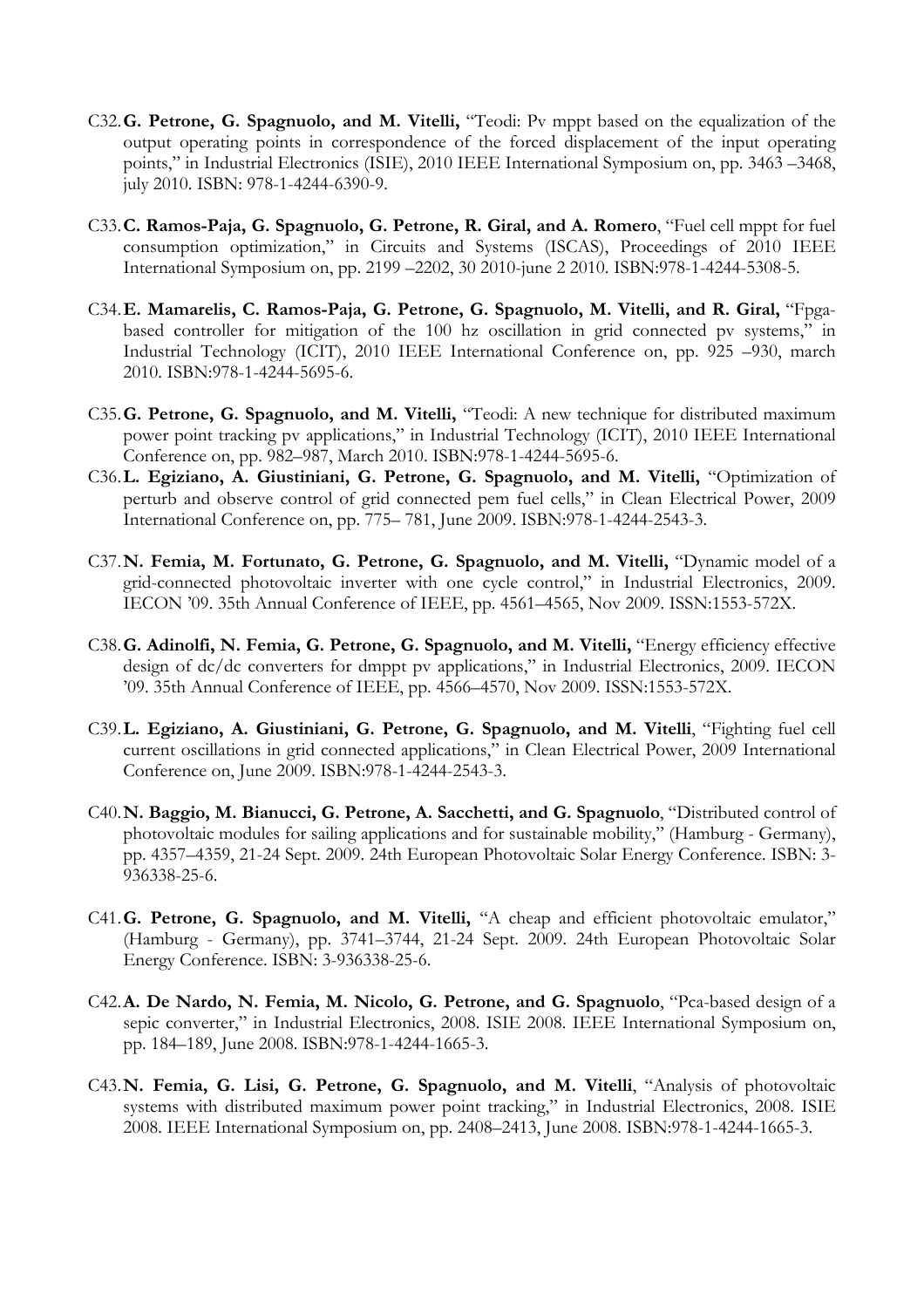C32. **G. Petrone, G. Spagnuolo, and M. Vitelli,** "Teodi: Pv mppt based on the equalization of the output operating points in correspondence of the forced displacement of the input operating points," in Industrial Electronics (ISIE), 2010 IEEE International Symposium on, pp. 3463 –3468, july 2010. ISBN: 978-1-4244-6390-9.

C33. **C. Ramos-Paja, G. Spagnuolo, G. Petrone, R. Giral, and A. Romero**, "Fuel cell mppt for fuel consumption optimization," in Circuits and Systems (ISCAS), Proceedings of 2010 IEEE International Symposium on, pp. 2199 –2202, 30 2010-june 2 2010. ISBN:978-1-4244-5308-5.

C34. **E. Mamarelis, C. Ramos-Paja, G. Petrone, G. Spagnuolo, M. Vitelli, and R. Giral,** "Fpga-based controller for mitigation of the 100 hz oscillation in grid connected pv systems," in Industrial Technology (ICIT), 2010 IEEE International Conference on, pp. 925 –930, march 2010. ISBN:978-1-4244-5695-6.

C35. **G. Petrone, G. Spagnuolo, and M. Vitelli,** "Teodi: A new technique for distributed maximum power point tracking pv applications," in Industrial Technology (ICIT), 2010 IEEE International Conference on, pp. 982–987, March 2010. ISBN:978-1-4244-5695-6.

C36. **L. Egiziano, A. Giustiniani, G. Petrone, G. Spagnuolo, and M. Vitelli,** "Optimization of perturb and observe control of grid connected pem fuel cells," in Clean Electrical Power, 2009 International Conference on, pp. 775– 781, June 2009. ISBN:978-1-4244-2543-3.

C37. **N. Femia, M. Fortunato, G. Petrone, G. Spagnuolo, and M. Vitelli,** "Dynamic model of a grid-connected photovoltaic inverter with one cycle control," in Industrial Electronics, 2009. IECON '09. 35th Annual Conference of IEEE, pp. 4561–4565, Nov 2009. ISSN:1553-572X.

C38. **G. Adinolfi, N. Femia, G. Petrone, G. Spagnuolo, and M. Vitelli,** "Energy efficiency effective design of dc/dc converters for dmppt pv applications," in Industrial Electronics, 2009. IECON '09. 35th Annual Conference of IEEE, pp. 4566–4570, Nov 2009. ISSN:1553-572X.

C39. **L. Egiziano, A. Giustiniani, G. Petrone, G. Spagnuolo, and M. Vitelli**, "Fighting fuel cell current oscillations in grid connected applications," in Clean Electrical Power, 2009 International Conference on, June 2009. ISBN:978-1-4244-2543-3.

C40. **N. Baggio, M. Bianucci, G. Petrone, A. Sacchetti, and G. Spagnuolo**, "Distributed control of photovoltaic modules for sailing applications and for sustainable mobility," (Hamburg - Germany), pp. 4357–4359, 21-24 Sept. 2009. 24th European Photovoltaic Solar Energy Conference. ISBN: 3-936338-25-6.

C41. **G. Petrone, G. Spagnuolo, and M. Vitelli,** "A cheap and efficient photovoltaic emulator," (Hamburg - Germany), pp. 3741–3744, 21-24 Sept. 2009. 24th European Photovoltaic Solar Energy Conference. ISBN: 3-936338-25-6.

C42. **A. De Nardo, N. Femia, M. Nicolo, G. Petrone, and G. Spagnuolo**, "Pca-based design of a sepic converter," in Industrial Electronics, 2008. ISIE 2008. IEEE International Symposium on, pp. 184–189, June 2008. ISBN:978-1-4244-1665-3.

C43. **N. Femia, G. Lisi, G. Petrone, G. Spagnuolo, and M. Vitelli**, "Analysis of photovoltaic systems with distributed maximum power point tracking," in Industrial Electronics, 2008. ISIE 2008. IEEE International Symposium on, pp. 2408–2413, June 2008. ISBN:978-1-4244-1665-3.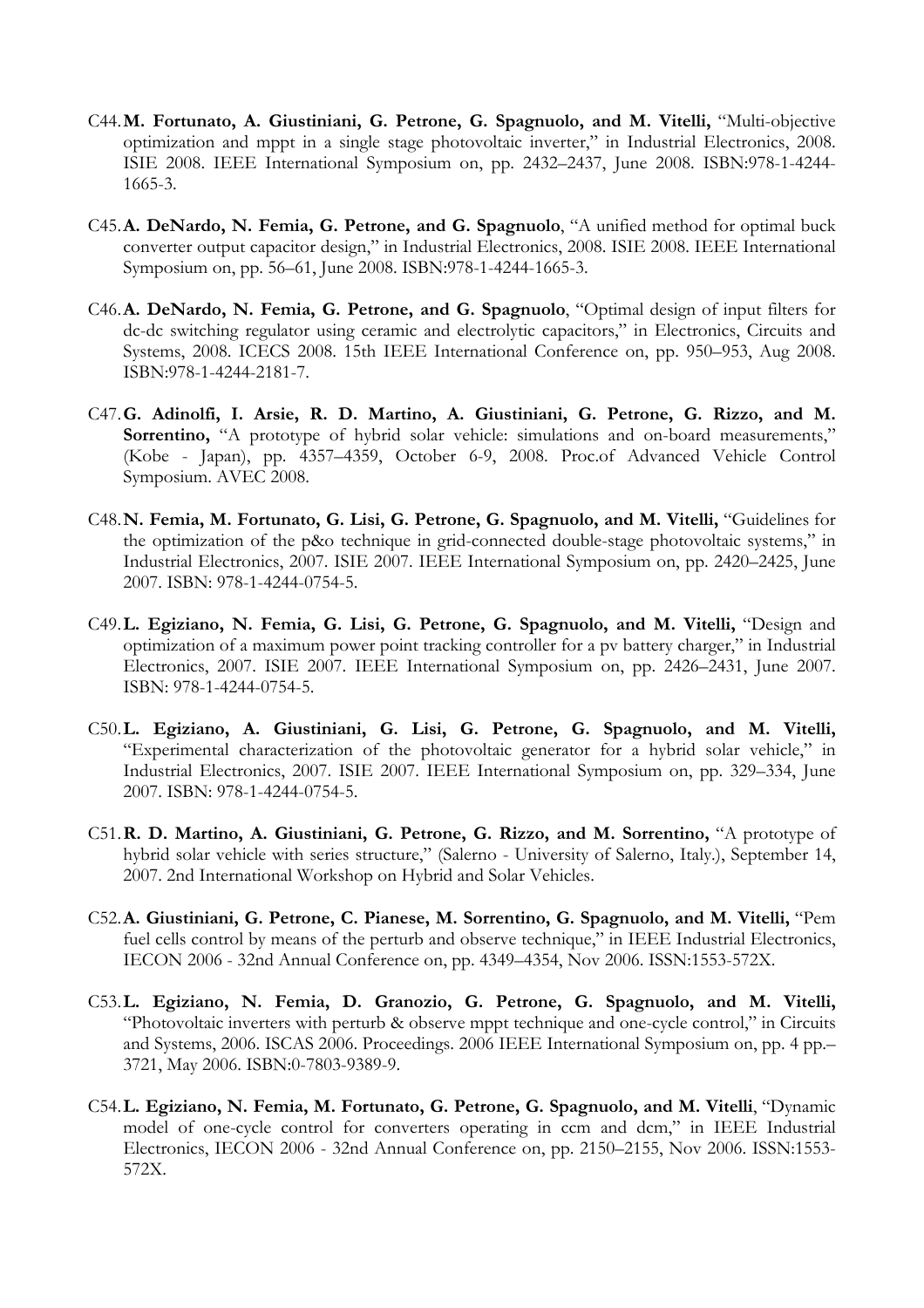C44. **M. Fortunato, A. Giustiniani, G. Petrone, G. Spagnuolo, and M. Vitelli,** "Multi-objective optimization and mppt in a single stage photovoltaic inverter," in Industrial Electronics, 2008. ISIE 2008. IEEE International Symposium on, pp. 2432–2437, June 2008. ISBN:978-1-4244-1665-3.

C45. **A. DeNardo, N. Femia, G. Petrone, and G. Spagnuolo**, "A unified method for optimal buck converter output capacitor design," in Industrial Electronics, 2008. ISIE 2008. IEEE International Symposium on, pp. 56–61, June 2008. ISBN:978-1-4244-1665-3.

C46. **A. DeNardo, N. Femia, G. Petrone, and G. Spagnuolo**, "Optimal design of input filters for dc-dc switching regulator using ceramic and electrolytic capacitors," in Electronics, Circuits and Systems, 2008. ICECS 2008. 15th IEEE International Conference on, pp. 950–953, Aug 2008. ISBN:978-1-4244-2181-7.

C47. **G. Adinolfi, I. Arsie, R. D. Martino, A. Giustiniani, G. Petrone, G. Rizzo, and M. Sorrentino,** "A prototype of hybrid solar vehicle: simulations and on-board measurements," (Kobe - Japan), pp. 4357–4359, October 6-9, 2008. Proc.of Advanced Vehicle Control Symposium. AVEC 2008.

C48. **N. Femia, M. Fortunato, G. Lisi, G. Petrone, G. Spagnuolo, and M. Vitelli,** "Guidelines for the optimization of the p&o technique in grid-connected double-stage photovoltaic systems," in Industrial Electronics, 2007. ISIE 2007. IEEE International Symposium on, pp. 2420–2425, June 2007. ISBN: 978-1-4244-0754-5.

C49. **L. Egiziano, N. Femia, G. Lisi, G. Petrone, G. Spagnuolo, and M. Vitelli,** "Design and optimization of a maximum power point tracking controller for a pv battery charger," in Industrial Electronics, 2007. ISIE 2007. IEEE International Symposium on, pp. 2426–2431, June 2007. ISBN: 978-1-4244-0754-5.

C50. **L. Egiziano, A. Giustiniani, G. Lisi, G. Petrone, G. Spagnuolo, and M. Vitelli,** "Experimental characterization of the photovoltaic generator for a hybrid solar vehicle," in Industrial Electronics, 2007. ISIE 2007. IEEE International Symposium on, pp. 329–334, June 2007. ISBN: 978-1-4244-0754-5.

C51. **R. D. Martino, A. Giustiniani, G. Petrone, G. Rizzo, and M. Sorrentino,** "A prototype of hybrid solar vehicle with series structure," (Salerno - University of Salerno, Italy.), September 14, 2007. 2nd International Workshop on Hybrid and Solar Vehicles.

C52. **A. Giustiniani, G. Petrone, C. Pianese, M. Sorrentino, G. Spagnuolo, and M. Vitelli,** "Pem fuel cells control by means of the perturb and observe technique," in IEEE Industrial Electronics, IECON 2006 - 32nd Annual Conference on, pp. 4349–4354, Nov 2006. ISSN:1553-572X.

C53. **L. Egiziano, N. Femia, D. Granozio, G. Petrone, G. Spagnuolo, and M. Vitelli,** "Photovoltaic inverters with perturb & observe mppt technique and one-cycle control," in Circuits and Systems, 2006. ISCAS 2006. Proceedings. 2006 IEEE International Symposium on, pp. 4 pp.–3721, May 2006. ISBN:0-7803-9389-9.

C54. **L. Egiziano, N. Femia, M. Fortunato, G. Petrone, G. Spagnuolo, and M. Vitelli**, "Dynamic model of one-cycle control for converters operating in ccm and dcm," in IEEE Industrial Electronics, IECON 2006 - 32nd Annual Conference on, pp. 2150–2155, Nov 2006. ISSN:1553-572X.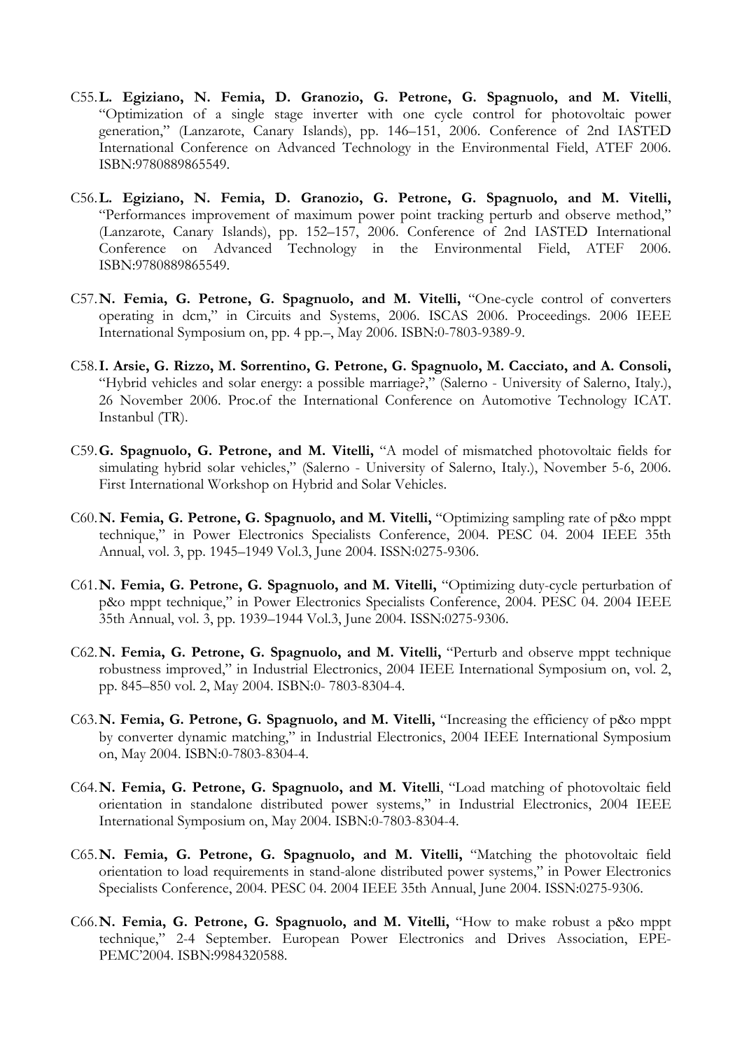C55. **L. Egiziano, N. Femia, D. Granozio, G. Petrone, G. Spagnuolo, and M. Vitelli**, "Optimization of a single stage inverter with one cycle control for photovoltaic power generation," (Lanzarote, Canary Islands), pp. 146–151, 2006. Conference of 2nd IASTED International Conference on Advanced Technology in the Environmental Field, ATEF 2006. ISBN:9780889865549.

C56. **L. Egiziano, N. Femia, D. Granozio, G. Petrone, G. Spagnuolo, and M. Vitelli,** "Performances improvement of maximum power point tracking perturb and observe method," (Lanzarote, Canary Islands), pp. 152–157, 2006. Conference of 2nd IASTED International Conference on Advanced Technology in the Environmental Field, ATEF 2006. ISBN:9780889865549.

C57. **N. Femia, G. Petrone, G. Spagnuolo, and M. Vitelli,** "One-cycle control of converters operating in dcm," in Circuits and Systems, 2006. ISCAS 2006. Proceedings. 2006 IEEE International Symposium on, pp. 4 pp.–, May 2006. ISBN:0-7803-9389-9.

C58. **I. Arsie, G. Rizzo, M. Sorrentino, G. Petrone, G. Spagnuolo, M. Cacciato, and A. Consoli,** "Hybrid vehicles and solar energy: a possible marriage?," (Salerno - University of Salerno, Italy.), 26 November 2006. Proc.of the International Conference on Automotive Technology ICAT. Instanbul (TR).

C59. **G. Spagnuolo, G. Petrone, and M. Vitelli,** "A model of mismatched photovoltaic fields for simulating hybrid solar vehicles," (Salerno - University of Salerno, Italy.), November 5-6, 2006. First International Workshop on Hybrid and Solar Vehicles.

C60. **N. Femia, G. Petrone, G. Spagnuolo, and M. Vitelli,** "Optimizing sampling rate of p&o mppt technique," in Power Electronics Specialists Conference, 2004. PESC 04. 2004 IEEE 35th Annual, vol. 3, pp. 1945–1949 Vol.3, June 2004. ISSN:0275-9306.

C61. **N. Femia, G. Petrone, G. Spagnuolo, and M. Vitelli,** "Optimizing duty-cycle perturbation of p&o mppt technique," in Power Electronics Specialists Conference, 2004. PESC 04. 2004 IEEE 35th Annual, vol. 3, pp. 1939–1944 Vol.3, June 2004. ISSN:0275-9306.

C62. **N. Femia, G. Petrone, G. Spagnuolo, and M. Vitelli,** "Perturb and observe mppt technique robustness improved," in Industrial Electronics, 2004 IEEE International Symposium on, vol. 2, pp. 845–850 vol. 2, May 2004. ISBN:0- 7803-8304-4.

C63. **N. Femia, G. Petrone, G. Spagnuolo, and M. Vitelli,** "Increasing the efficiency of p&o mppt by converter dynamic matching," in Industrial Electronics, 2004 IEEE International Symposium on, May 2004. ISBN:0-7803-8304-4.

C64. **N. Femia, G. Petrone, G. Spagnuolo, and M. Vitelli**, "Load matching of photovoltaic field orientation in standalone distributed power systems," in Industrial Electronics, 2004 IEEE International Symposium on, May 2004. ISBN:0-7803-8304-4.

C65. **N. Femia, G. Petrone, G. Spagnuolo, and M. Vitelli,** "Matching the photovoltaic field orientation to load requirements in stand-alone distributed power systems," in Power Electronics Specialists Conference, 2004. PESC 04. 2004 IEEE 35th Annual, June 2004. ISSN:0275-9306.

C66. **N. Femia, G. Petrone, G. Spagnuolo, and M. Vitelli,** "How to make robust a p&o mppt technique," 2-4 September. European Power Electronics and Drives Association, EPE-PEMC'2004. ISBN:9984320588.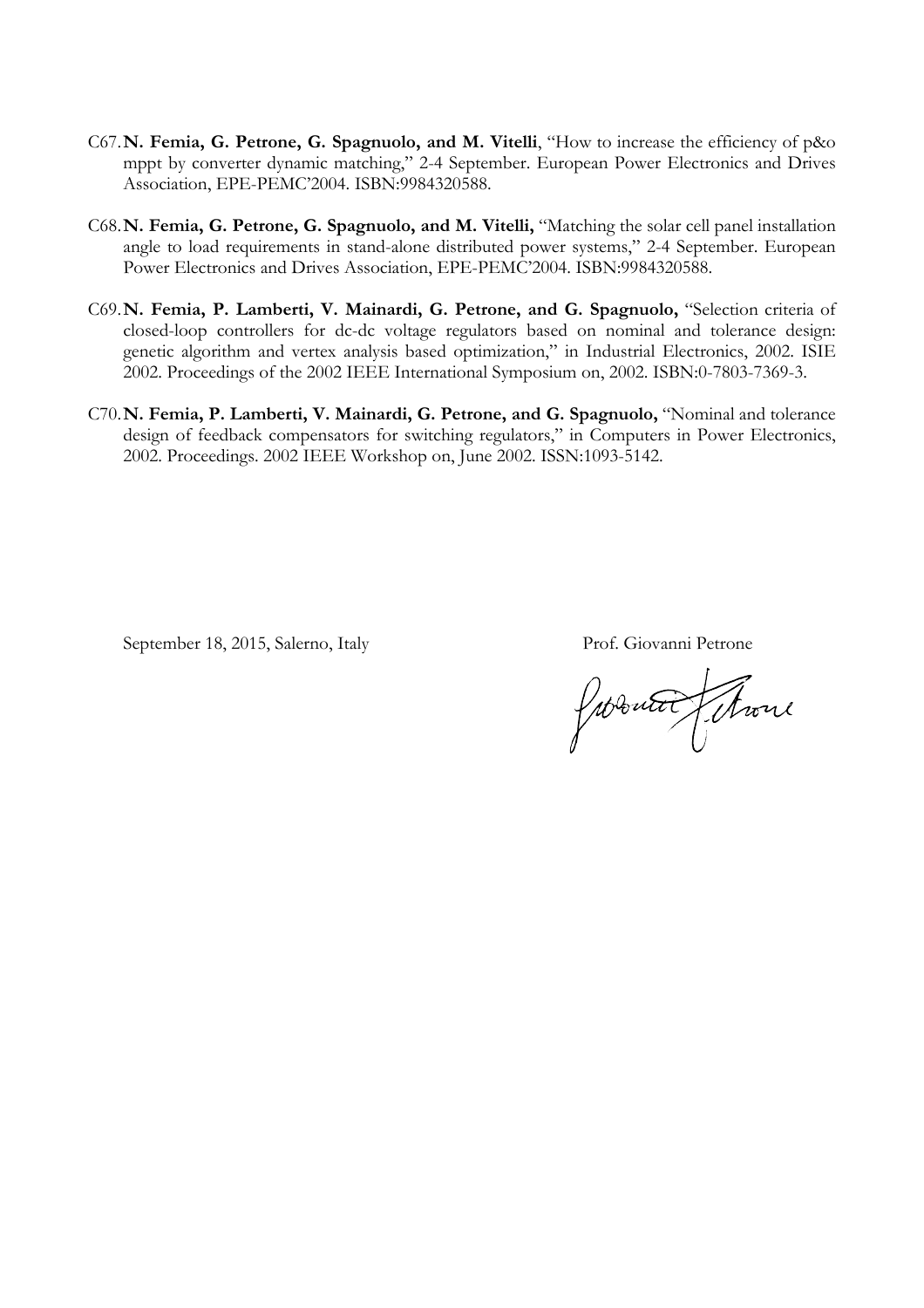C67. **N. Femia, G. Petrone, G. Spagnuolo, and M. Vitelli**, "How to increase the efficiency of p&o mppt by converter dynamic matching," 2-4 September. European Power Electronics and Drives Association, EPE-PEMC'2004. ISBN:9984320588.

C68. **N. Femia, G. Petrone, G. Spagnuolo, and M. Vitelli,** "Matching the solar cell panel installation angle to load requirements in stand-alone distributed power systems," 2-4 September. European Power Electronics and Drives Association, EPE-PEMC'2004. ISBN:9984320588.

C69. **N. Femia, P. Lamberti, V. Mainardi, G. Petrone, and G. Spagnuolo,** "Selection criteria of closed-loop controllers for dc-dc voltage regulators based on nominal and tolerance design: genetic algorithm and vertex analysis based optimization," in Industrial Electronics, 2002. ISIE 2002. Proceedings of the 2002 IEEE International Symposium on, 2002. ISBN:0-7803-7369-3.

C70. **N. Femia, P. Lamberti, V. Mainardi, G. Petrone, and G. Spagnuolo,** "Nominal and tolerance design of feedback compensators for switching regulators," in Computers in Power Electronics, 2002. Proceedings. 2002 IEEE Workshop on, June 2002. ISSN:1093-5142.

September 18, 2015, Salerno, Italy

Prof. Giovanni Petrone